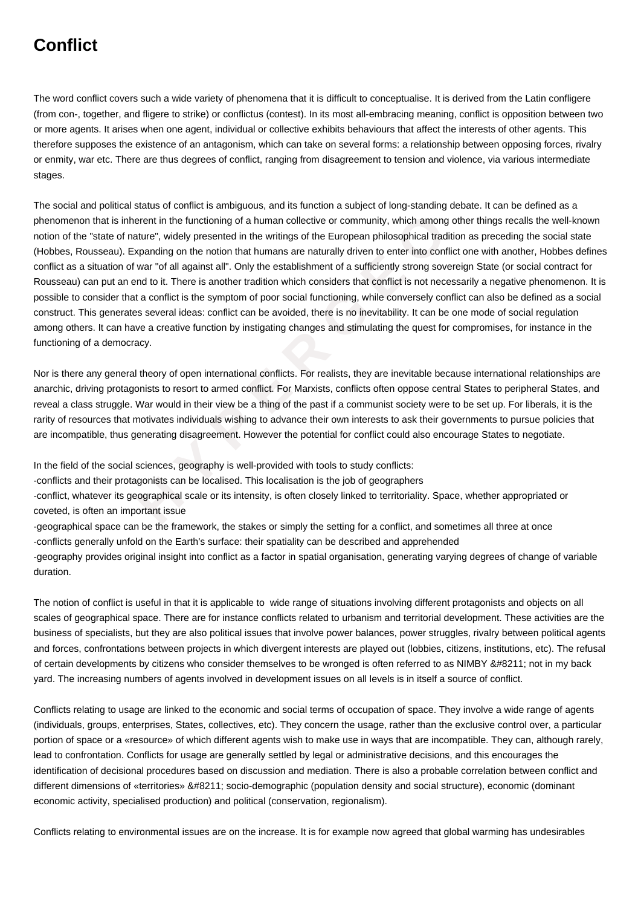# Conflict

The word conflict covers such a wide variety of phenomena that it is difficult to conceptualise. It is derived from the Latin configere (from con-, together, and fligere to strike) or conflictus (contest). In its most all-embracing meaning, conflict is opposition between two or more agents. It arises when one agent, individual or collective exhibits behaviours that affect the interests of other agents. This therefore supposes the existence of an antagonism, which can take on several forms: a relationship between opposing forces, rivalry or enmity, war etc. There are thus degrees of conflict, ranging from disagreement to tension and violence, via various intermediate stages.

The social and political status of conflict is ambiguous, and its function a subject of long-standing debate. It can be defined as a phenomenon that is inherent in the functioning of a human collective or community, which among other things recalls the well-known notion of the "state of nature", widely presented in the writings of the European philosophical tradition as preceding the social state (Hobbes, Rousseau). Expanding on the notion that humans are naturally driven to enter into conflict one with another, Hobbes defines conflict as a situation of war "of all against all". Only the establishment of a sufficiently strong sovereign State (or social contract for Rousseau) can put an end to it. There is another tradition which considers that conflict is not necessarily a negative phenomenon. It is possible to consider that a conflict is the symptom of poor social functioning, while conversely conflict can also be defined as a social construct. This generates several ideas: conflict can be avoided, there is no inevitability. It can be one mode of social regulation among others. It can have a creative function by instigating changes and stimulating the quest for compromises, for instance in the functioning of a democracy.

Nor is there any general theory of open international conflicts. For realists, they are inevitable because international relationships are anarchic, driving protagonists to resort to armed conflict. For Marxists, conflicts often oppose central States to peripheral States, and reveal a class struggle. War would in their view be a thing of the past if a communist society were to be set up. For liberals, it is the rarity of resources that motivates individuals wishing to advance their own interests to ask their governments to pursue policies that are incompatible, thus generating disagreement. However the potential for conflict could also encourage States to negotiate.

In the field of the social sciences, geography is well-provided with tools to study conflicts:
-conflicts and their protagonists can be localised. This localisation is the job of geographers
-conflict, whatever its geographical scale or its intensity, is often closely linked to territoriality. Space, whether appropriated or coveted, is often an important issue
-geographical space can be the framework, the stakes or simply the setting for a conflict, and sometimes all three at once
-conflicts generally unfold on the Earth's surface: their spatiality can be described and apprehended
-geography provides original insight into conflict as a factor in spatial organisation, generating varying degrees of change of variable duration.

The notion of conflict is useful in that it is applicable to wide range of situations involving different protagonists and objects on all scales of geographical space. There are for instance conflicts related to urbanism and territorial development. These activities are the business of specialists, but they are also political issues that involve power balances, power struggles, rivalry between political agents and forces, confrontations between projects in which divergent interests are played out (lobbies, citizens, institutions, etc). The refusal of certain developments by citizens who consider themselves to be wronged is often referred to as NIMBY &#8211; not in my back yard. The increasing numbers of agents involved in development issues on all levels is in itself a source of conflict.

Conflicts relating to usage are linked to the economic and social terms of occupation of space. They involve a wide range of agents (individuals, groups, enterprises, States, collectives, etc). They concern the usage, rather than the exclusive control over, a particular portion of space or a «resource» of which different agents wish to make use in ways that are incompatible. They can, although rarely, lead to confrontation. Conflicts for usage are generally settled by legal or administrative decisions, and this encourages the identification of decisional procedures based on discussion and mediation. There is also a probable correlation between conflict and different dimensions of «territories» &#8211; socio-demographic (population density and social structure), economic (dominant economic activity, specialised production) and political (conservation, regionalism).

Conflicts relating to environmental issues are on the increase. It is for example now agreed that global warming has undesirables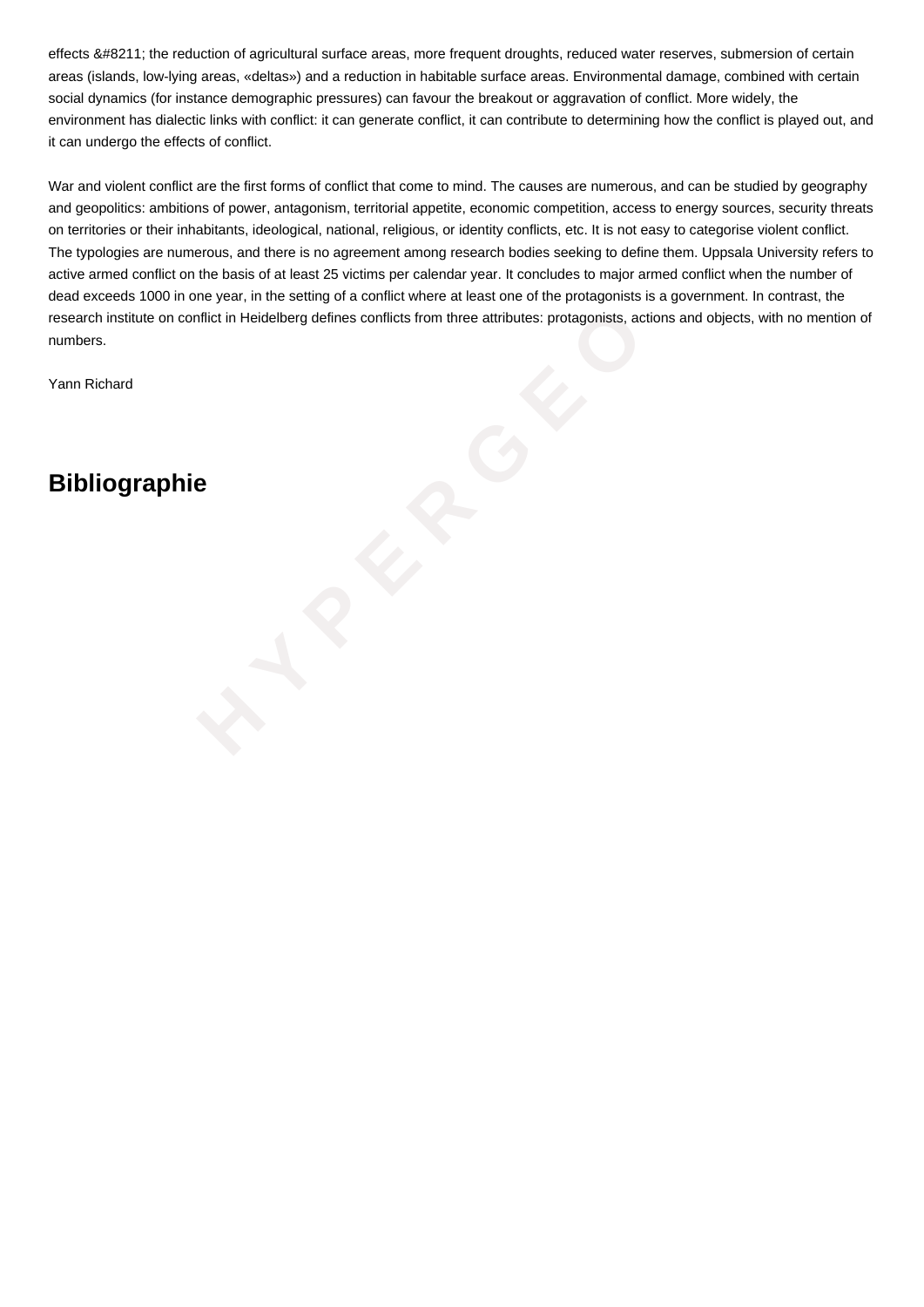effects &#8211; the reduction of agricultural surface areas, more frequent droughts, reduced water reserves, submersion of certain areas (islands, low-lying areas, «deltas») and a reduction in habitable surface areas. Environmental damage, combined with certain social dynamics (for instance demographic pressures) can favour the breakout or aggravation of conflict. More widely, the environment has dialectic links with conflict: it can generate conflict, it can contribute to determining how the conflict is played out, and it can undergo the effects of conflict.

War and violent conflict are the first forms of conflict that come to mind. The causes are numerous, and can be studied by geography and geopolitics: ambitions of power, antagonism, territorial appetite, economic competition, access to energy sources, security threats on territories or their inhabitants, ideological, national, religious, or identity conflicts, etc. It is not easy to categorise violent conflict. The typologies are numerous, and there is no agreement among research bodies seeking to define them. Uppsala University refers to active armed conflict on the basis of at least 25 victims per calendar year. It concludes to major armed conflict when the number of dead exceeds 1000 in one year, in the setting of a conflict where at least one of the protagonists is a government. In contrast, the research institute on conflict in Heidelberg defines conflicts from three attributes: protagonists, actions and objects, with no mention of numbers.

Yann Richard

## Bibliographie